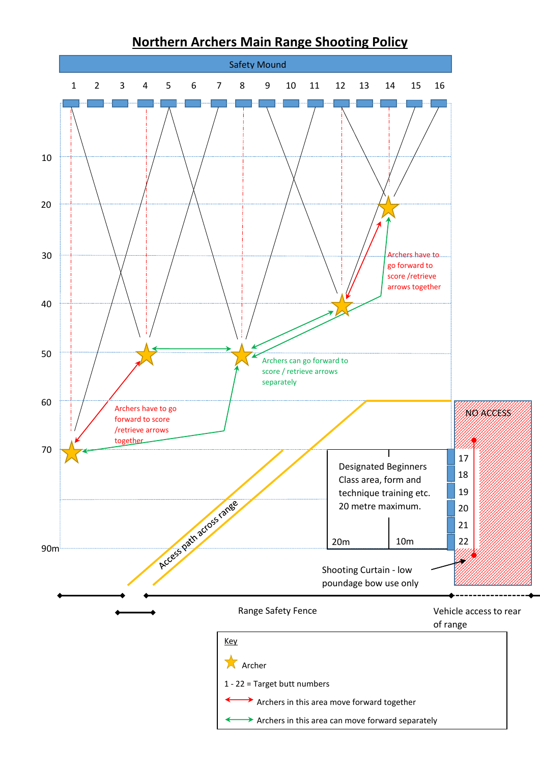# Northern Archers Main Range Shooting Policy

Safety Mound

1 2 3 4 5 6 7 8 9 10 11 12 13 14 15 16

10

20

30

40

50

60

70

90m

Archers have to go forward to score /retrieve arrows together

Archers can go forward to score / retrieve arrows separately

Archers have to go forward to score /retrieve arrows together

NO ACCESS

17
18
19
20
21
22

Designated Beginners Class area, form and technique training etc. 20 metre maximum.

20m

10m

Access path across range

Shooting Curtain - low poundage bow use only

Range Safety Fence

Vehicle access to rear of range

Key

Archer

1 - 22 = Target butt numbers

Archers in this area move forward together

Archers in this area can move forward separately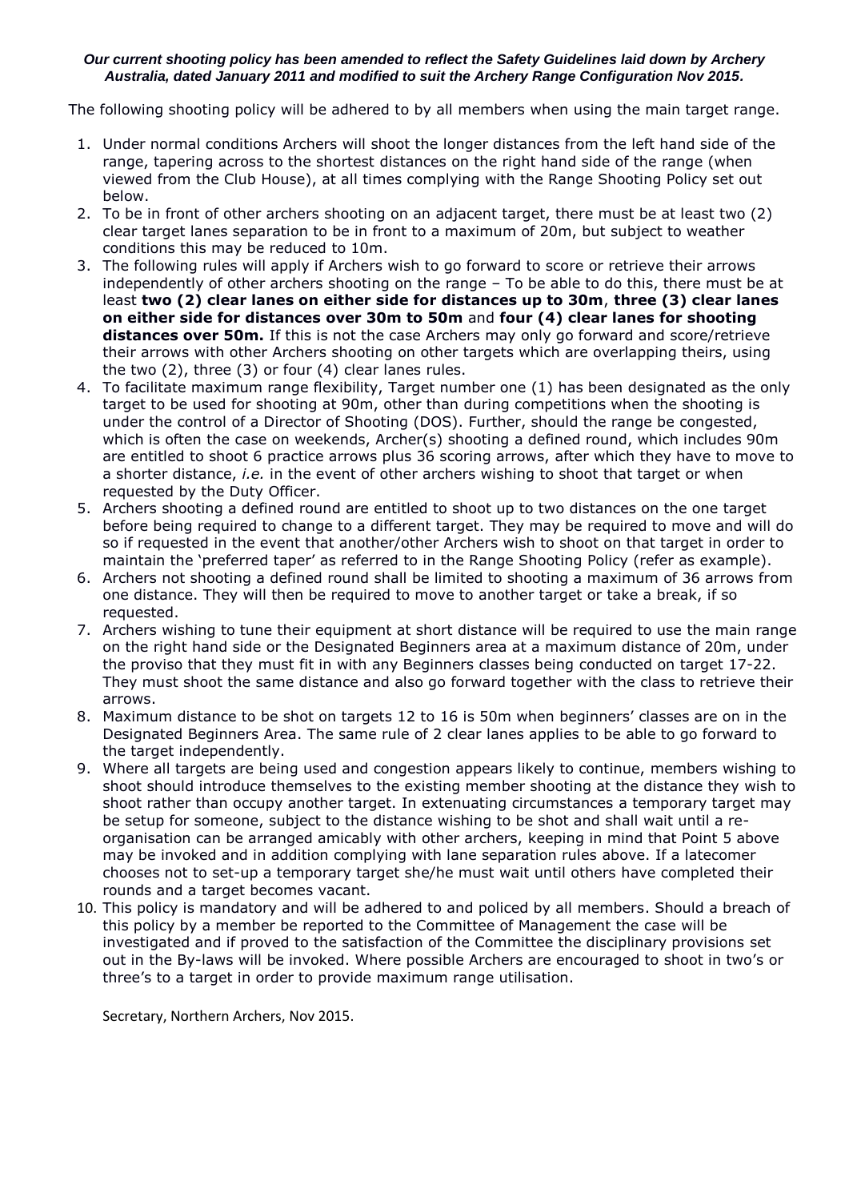***Our current shooting policy has been amended to reflect the Safety Guidelines laid down by Archery Australia, dated January 2011 and modified to suit the Archery Range Configuration Nov 2015.***

The following shooting policy will be adhered to by all members when using the main target range.

1. Under normal conditions Archers will shoot the longer distances from the left hand side of the range, tapering across to the shortest distances on the right hand side of the range (when viewed from the Club House), at all times complying with the Range Shooting Policy set out below.
2. To be in front of other archers shooting on an adjacent target, there must be at least two (2) clear target lanes separation to be in front to a maximum of 20m, but subject to weather conditions this may be reduced to 10m.
3. The following rules will apply if Archers wish to go forward to score or retrieve their arrows independently of other archers shooting on the range – To be able to do this, there must be at least **two (2) clear lanes on either side for distances up to 30m**, **three (3) clear lanes on either side for distances over 30m to 50m** and **four (4) clear lanes for shooting distances over 50m.** If this is not the case Archers may only go forward and score/retrieve their arrows with other Archers shooting on other targets which are overlapping theirs, using the two (2), three (3) or four (4) clear lanes rules.
4. To facilitate maximum range flexibility, Target number one (1) has been designated as the only target to be used for shooting at 90m, other than during competitions when the shooting is under the control of a Director of Shooting (DOS). Further, should the range be congested, which is often the case on weekends, Archer(s) shooting a defined round, which includes 90m are entitled to shoot 6 practice arrows plus 36 scoring arrows, after which they have to move to a shorter distance, *i.e.* in the event of other archers wishing to shoot that target or when requested by the Duty Officer.
5. Archers shooting a defined round are entitled to shoot up to two distances on the one target before being required to change to a different target. They may be required to move and will do so if requested in the event that another/other Archers wish to shoot on that target in order to maintain the 'preferred taper' as referred to in the Range Shooting Policy (refer as example).
6. Archers not shooting a defined round shall be limited to shooting a maximum of 36 arrows from one distance. They will then be required to move to another target or take a break, if so requested.
7. Archers wishing to tune their equipment at short distance will be required to use the main range on the right hand side or the Designated Beginners area at a maximum distance of 20m, under the proviso that they must fit in with any Beginners classes being conducted on target 17-22. They must shoot the same distance and also go forward together with the class to retrieve their arrows.
8. Maximum distance to be shot on targets 12 to 16 is 50m when beginners' classes are on in the Designated Beginners Area. The same rule of 2 clear lanes applies to be able to go forward to the target independently.
9. Where all targets are being used and congestion appears likely to continue, members wishing to shoot should introduce themselves to the existing member shooting at the distance they wish to shoot rather than occupy another target. In extenuating circumstances a temporary target may be setup for someone, subject to the distance wishing to be shot and shall wait until a re-organisation can be arranged amicably with other archers, keeping in mind that Point 5 above may be invoked and in addition complying with lane separation rules above. If a latecomer chooses not to set-up a temporary target she/he must wait until others have completed their rounds and a target becomes vacant.
10. This policy is mandatory and will be adhered to and policed by all members. Should a breach of this policy by a member be reported to the Committee of Management the case will be investigated and if proved to the satisfaction of the Committee the disciplinary provisions set out in the By-laws will be invoked. Where possible Archers are encouraged to shoot in two's or three's to a target in order to provide maximum range utilisation.

Secretary, Northern Archers, Nov 2015.